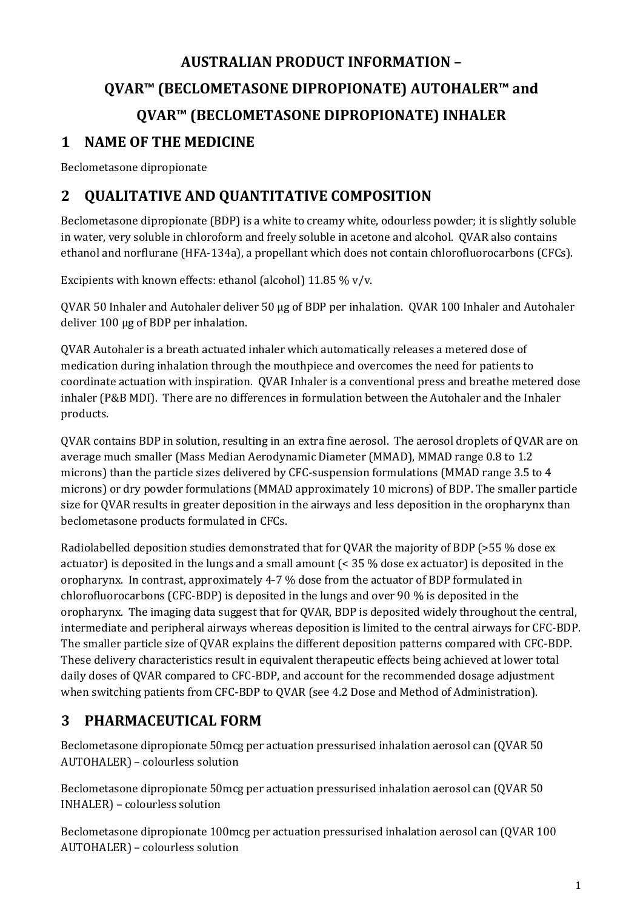# AUSTRALIAN PRODUCT INFORMATION – QVAR™ (BECLOMETASONE DIPROPIONATE) AUTOHALER™ and QVAR™ (BECLOMETASONE DIPROPIONATE) INHALER

## 1 NAME OF THE MEDICINE

Beclometasone dipropionate

## 2 QUALITATIVE AND QUANTITATIVE COMPOSITION

Beclometasone dipropionate (BDP) is a white to creamy white, odourless powder; it is slightly soluble in water, very soluble in chloroform and freely soluble in acetone and alcohol. QVAR also contains ethanol and norflurane (HFA-134a), a propellant which does not contain chlorofluorocarbons (CFCs).

Excipients with known effects: ethanol (alcohol) 11.85 % v/v.

QVAR 50 Inhaler and Autohaler deliver 50 µg of BDP per inhalation. QVAR 100 Inhaler and Autohaler deliver 100 µg of BDP per inhalation.

QVAR Autohaler is a breath actuated inhaler which automatically releases a metered dose of medication during inhalation through the mouthpiece and overcomes the need for patients to coordinate actuation with inspiration. QVAR Inhaler is a conventional press and breathe metered dose inhaler (P&B MDI). There are no differences in formulation between the Autohaler and the Inhaler products.

QVAR contains BDP in solution, resulting in an extra fine aerosol. The aerosol droplets of QVAR are on average much smaller (Mass Median Aerodynamic Diameter (MMAD), MMAD range 0.8 to 1.2 microns) than the particle sizes delivered by CFC-suspension formulations (MMAD range 3.5 to 4 microns) or dry powder formulations (MMAD approximately 10 microns) of BDP. The smaller particle size for QVAR results in greater deposition in the airways and less deposition in the oropharynx than beclometasone products formulated in CFCs.

Radiolabelled deposition studies demonstrated that for QVAR the majority of BDP (>55 % dose ex actuator) is deposited in the lungs and a small amount (< 35 % dose ex actuator) is deposited in the oropharynx. In contrast, approximately 4-7 % dose from the actuator of BDP formulated in chlorofluorocarbons (CFC-BDP) is deposited in the lungs and over 90 % is deposited in the oropharynx. The imaging data suggest that for QVAR, BDP is deposited widely throughout the central, intermediate and peripheral airways whereas deposition is limited to the central airways for CFC-BDP. The smaller particle size of QVAR explains the different deposition patterns compared with CFC-BDP. These delivery characteristics result in equivalent therapeutic effects being achieved at lower total daily doses of QVAR compared to CFC-BDP, and account for the recommended dosage adjustment when switching patients from CFC-BDP to QVAR (see 4.2 Dose and Method of Administration).

## 3 PHARMACEUTICAL FORM

Beclometasone dipropionate 50mcg per actuation pressurised inhalation aerosol can (QVAR 50 AUTOHALER) – colourless solution

Beclometasone dipropionate 50mcg per actuation pressurised inhalation aerosol can (QVAR 50 INHALER) – colourless solution

Beclometasone dipropionate 100mcg per actuation pressurised inhalation aerosol can (QVAR 100 AUTOHALER) – colourless solution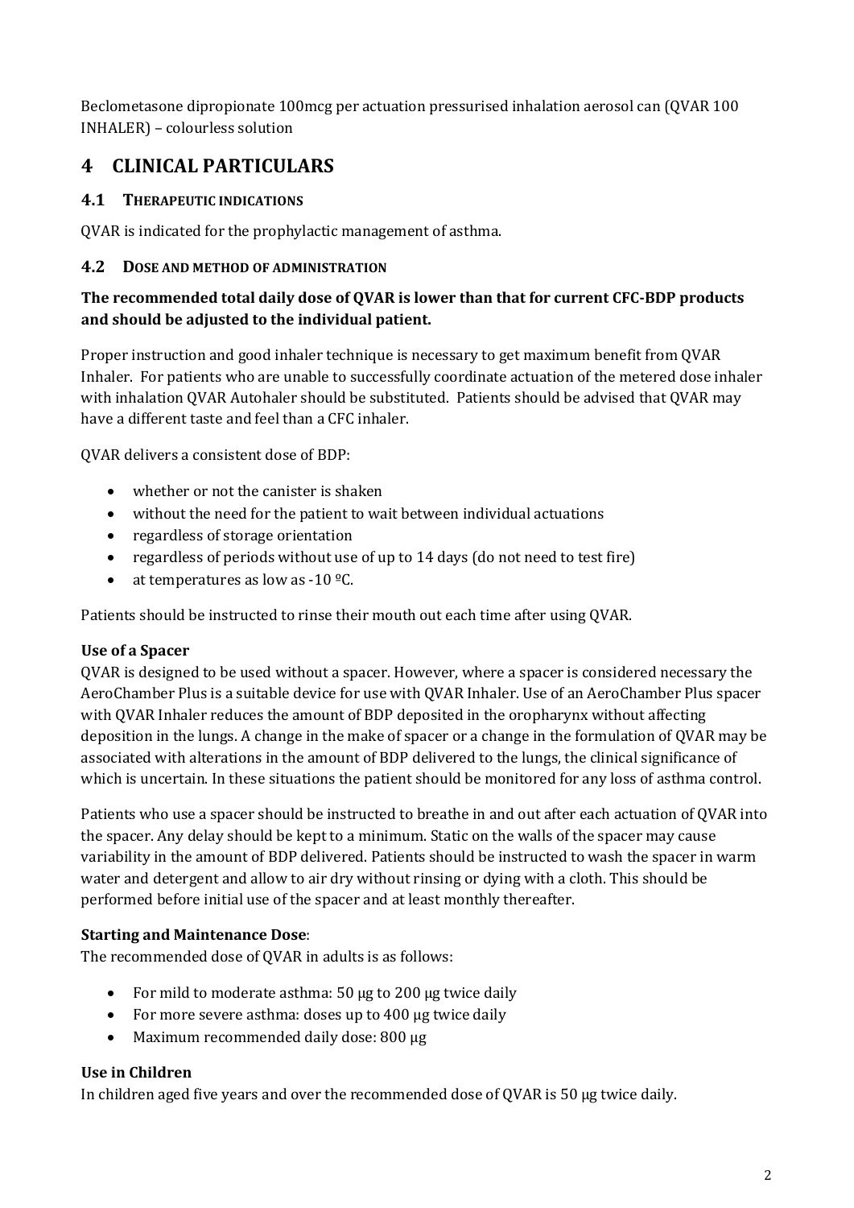Beclometasone dipropionate 100mcg per actuation pressurised inhalation aerosol can (QVAR 100 INHALER) – colourless solution

# 4 CLINICAL PARTICULARS

## 4.1 THERAPEUTIC INDICATIONS

QVAR is indicated for the prophylactic management of asthma.

## 4.2 DOSE AND METHOD OF ADMINISTRATION

**The recommended total daily dose of QVAR is lower than that for current CFC-BDP products and should be adjusted to the individual patient.**

Proper instruction and good inhaler technique is necessary to get maximum benefit from QVAR Inhaler. For patients who are unable to successfully coordinate actuation of the metered dose inhaler with inhalation QVAR Autohaler should be substituted. Patients should be advised that QVAR may have a different taste and feel than a CFC inhaler.

QVAR delivers a consistent dose of BDP:

- whether or not the canister is shaken
- without the need for the patient to wait between individual actuations
- regardless of storage orientation
- regardless of periods without use of up to 14 days (do not need to test fire)
- at temperatures as low as -10 ºC.

Patients should be instructed to rinse their mouth out each time after using QVAR.

**Use of a Spacer**

QVAR is designed to be used without a spacer. However, where a spacer is considered necessary the AeroChamber Plus is a suitable device for use with QVAR Inhaler. Use of an AeroChamber Plus spacer with QVAR Inhaler reduces the amount of BDP deposited in the oropharynx without affecting deposition in the lungs. A change in the make of spacer or a change in the formulation of QVAR may be associated with alterations in the amount of BDP delivered to the lungs, the clinical significance of which is uncertain. In these situations the patient should be monitored for any loss of asthma control.

Patients who use a spacer should be instructed to breathe in and out after each actuation of QVAR into the spacer. Any delay should be kept to a minimum. Static on the walls of the spacer may cause variability in the amount of BDP delivered. Patients should be instructed to wash the spacer in warm water and detergent and allow to air dry without rinsing or dying with a cloth. This should be performed before initial use of the spacer and at least monthly thereafter.

**Starting and Maintenance Dose**:

The recommended dose of QVAR in adults is as follows:

- For mild to moderate asthma: 50 μg to 200 μg twice daily
- For more severe asthma: doses up to 400 μg twice daily
- Maximum recommended daily dose: 800 μg

**Use in Children**

In children aged five years and over the recommended dose of QVAR is 50 μg twice daily.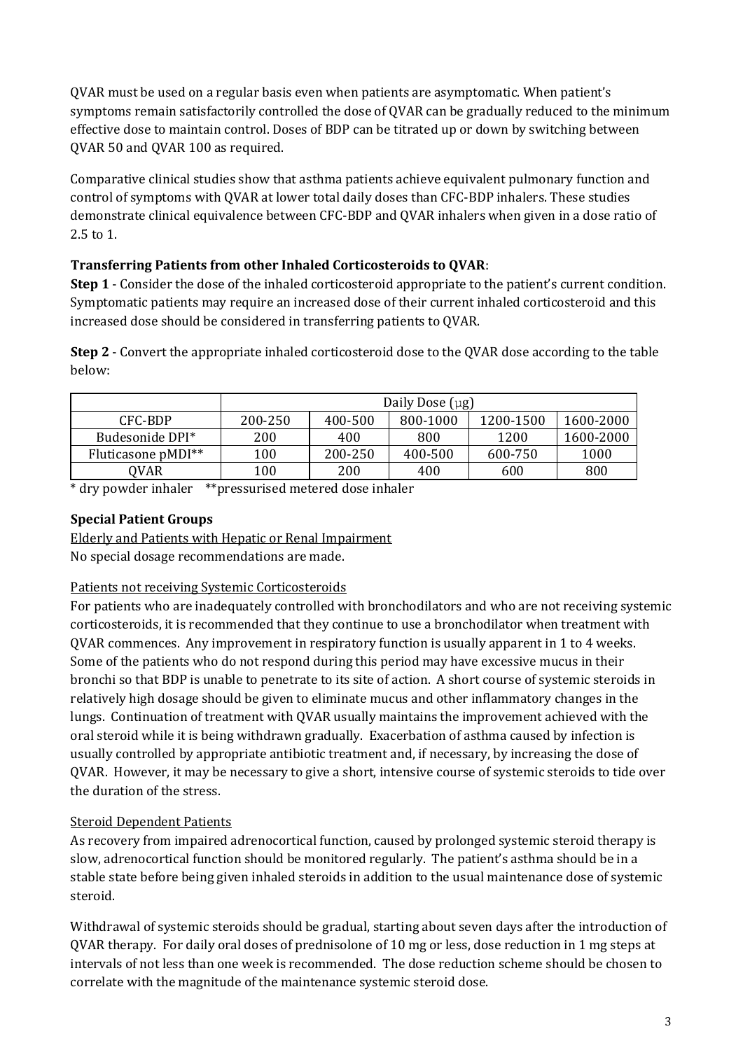QVAR must be used on a regular basis even when patients are asymptomatic. When patient's symptoms remain satisfactorily controlled the dose of QVAR can be gradually reduced to the minimum effective dose to maintain control. Doses of BDP can be titrated up or down by switching between QVAR 50 and QVAR 100 as required.

Comparative clinical studies show that asthma patients achieve equivalent pulmonary function and control of symptoms with QVAR at lower total daily doses than CFC-BDP inhalers. These studies demonstrate clinical equivalence between CFC-BDP and QVAR inhalers when given in a dose ratio of 2.5 to 1.

**Transferring Patients from other Inhaled Corticosteroids to QVAR**:

**Step 1** - Consider the dose of the inhaled corticosteroid appropriate to the patient's current condition. Symptomatic patients may require an increased dose of their current inhaled corticosteroid and this increased dose should be considered in transferring patients to QVAR.

**Step 2** - Convert the appropriate inhaled corticosteroid dose to the QVAR dose according to the table below:

| | Daily Dose (μg) | | | | |
|---|---|---|---|---|---|
| CFC-BDP | 200-250 | 400-500 | 800-1000 | 1200-1500 | 1600-2000 |
| Budesonide DPI* | 200 | 400 | 800 | 1200 | 1600-2000 |
| Fluticasone pMDI** | 100 | 200-250 | 400-500 | 600-750 | 1000 |
| QVAR | 100 | 200 | 400 | 600 | 800 |

\* dry powder inhaler **pressurised metered dose inhaler

**Special Patient Groups**

Elderly and Patients with Hepatic or Renal Impairment

No special dosage recommendations are made.

Patients not receiving Systemic Corticosteroids

For patients who are inadequately controlled with bronchodilators and who are not receiving systemic corticosteroids, it is recommended that they continue to use a bronchodilator when treatment with QVAR commences. Any improvement in respiratory function is usually apparent in 1 to 4 weeks. Some of the patients who do not respond during this period may have excessive mucus in their bronchi so that BDP is unable to penetrate to its site of action. A short course of systemic steroids in relatively high dosage should be given to eliminate mucus and other inflammatory changes in the lungs. Continuation of treatment with QVAR usually maintains the improvement achieved with the oral steroid while it is being withdrawn gradually. Exacerbation of asthma caused by infection is usually controlled by appropriate antibiotic treatment and, if necessary, by increasing the dose of QVAR. However, it may be necessary to give a short, intensive course of systemic steroids to tide over the duration of the stress.

Steroid Dependent Patients

As recovery from impaired adrenocortical function, caused by prolonged systemic steroid therapy is slow, adrenocortical function should be monitored regularly. The patient's asthma should be in a stable state before being given inhaled steroids in addition to the usual maintenance dose of systemic steroid.

Withdrawal of systemic steroids should be gradual, starting about seven days after the introduction of QVAR therapy. For daily oral doses of prednisolone of 10 mg or less, dose reduction in 1 mg steps at intervals of not less than one week is recommended. The dose reduction scheme should be chosen to correlate with the magnitude of the maintenance systemic steroid dose.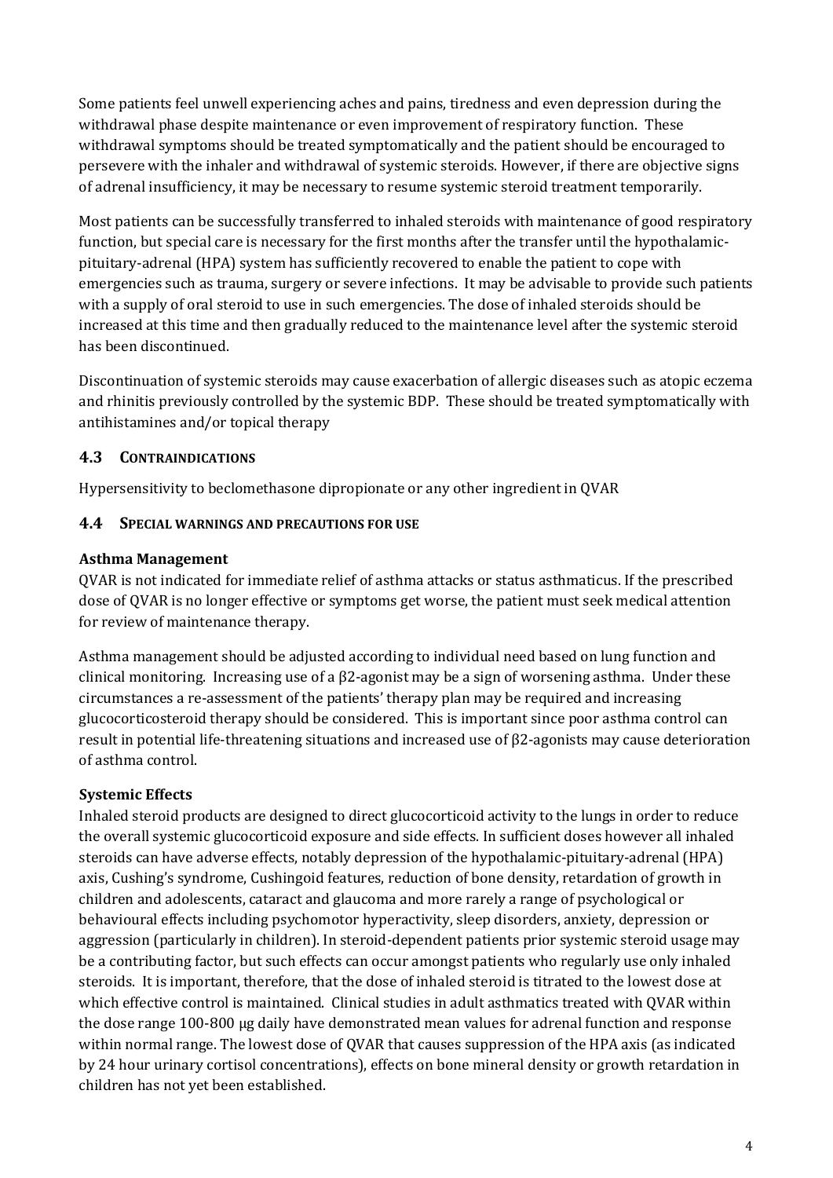Some patients feel unwell experiencing aches and pains, tiredness and even depression during the withdrawal phase despite maintenance or even improvement of respiratory function. These withdrawal symptoms should be treated symptomatically and the patient should be encouraged to persevere with the inhaler and withdrawal of systemic steroids. However, if there are objective signs of adrenal insufficiency, it may be necessary to resume systemic steroid treatment temporarily.

Most patients can be successfully transferred to inhaled steroids with maintenance of good respiratory function, but special care is necessary for the first months after the transfer until the hypothalamic-pituitary-adrenal (HPA) system has sufficiently recovered to enable the patient to cope with emergencies such as trauma, surgery or severe infections. It may be advisable to provide such patients with a supply of oral steroid to use in such emergencies. The dose of inhaled steroids should be increased at this time and then gradually reduced to the maintenance level after the systemic steroid has been discontinued.

Discontinuation of systemic steroids may cause exacerbation of allergic diseases such as atopic eczema and rhinitis previously controlled by the systemic BDP. These should be treated symptomatically with antihistamines and/or topical therapy

## 4.3 CONTRAINDICATIONS

Hypersensitivity to beclomethasone dipropionate or any other ingredient in QVAR

## 4.4 SPECIAL WARNINGS AND PRECAUTIONS FOR USE

**Asthma Management**

QVAR is not indicated for immediate relief of asthma attacks or status asthmaticus. If the prescribed dose of QVAR is no longer effective or symptoms get worse, the patient must seek medical attention for review of maintenance therapy.

Asthma management should be adjusted according to individual need based on lung function and clinical monitoring. Increasing use of a β2-agonist may be a sign of worsening asthma. Under these circumstances a re-assessment of the patients' therapy plan may be required and increasing glucocorticosteroid therapy should be considered. This is important since poor asthma control can result in potential life-threatening situations and increased use of β2-agonists may cause deterioration of asthma control.

**Systemic Effects**

Inhaled steroid products are designed to direct glucocorticoid activity to the lungs in order to reduce the overall systemic glucocorticoid exposure and side effects. In sufficient doses however all inhaled steroids can have adverse effects, notably depression of the hypothalamic-pituitary-adrenal (HPA) axis, Cushing's syndrome, Cushingoid features, reduction of bone density, retardation of growth in children and adolescents, cataract and glaucoma and more rarely a range of psychological or behavioural effects including psychomotor hyperactivity, sleep disorders, anxiety, depression or aggression (particularly in children). In steroid-dependent patients prior systemic steroid usage may be a contributing factor, but such effects can occur amongst patients who regularly use only inhaled steroids. It is important, therefore, that the dose of inhaled steroid is titrated to the lowest dose at which effective control is maintained. Clinical studies in adult asthmatics treated with QVAR within the dose range 100-800 μg daily have demonstrated mean values for adrenal function and response within normal range. The lowest dose of QVAR that causes suppression of the HPA axis (as indicated by 24 hour urinary cortisol concentrations), effects on bone mineral density or growth retardation in children has not yet been established.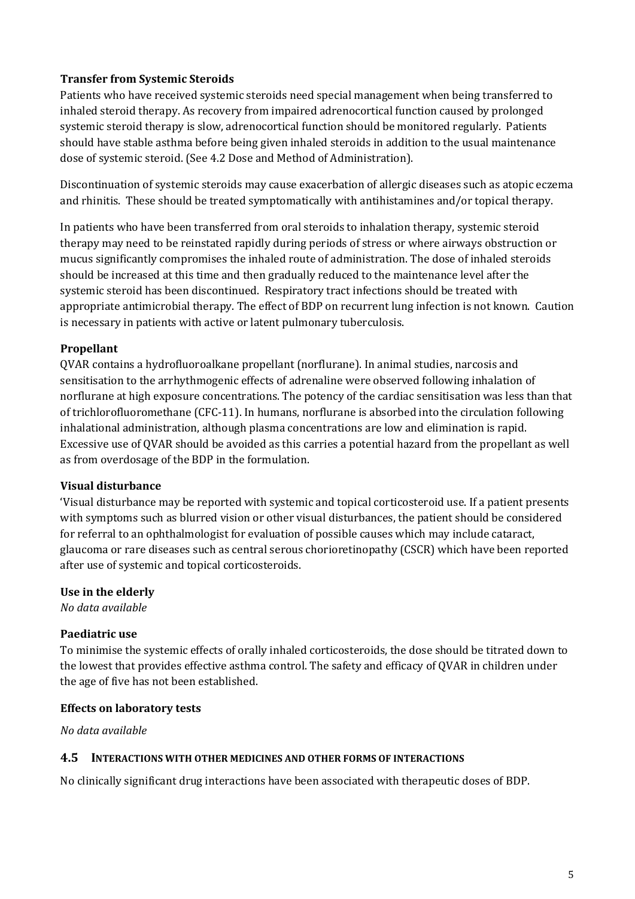**Transfer from Systemic Steroids**

Patients who have received systemic steroids need special management when being transferred to inhaled steroid therapy. As recovery from impaired adrenocortical function caused by prolonged systemic steroid therapy is slow, adrenocortical function should be monitored regularly. Patients should have stable asthma before being given inhaled steroids in addition to the usual maintenance dose of systemic steroid. (See 4.2 Dose and Method of Administration).

Discontinuation of systemic steroids may cause exacerbation of allergic diseases such as atopic eczema and rhinitis. These should be treated symptomatically with antihistamines and/or topical therapy.

In patients who have been transferred from oral steroids to inhalation therapy, systemic steroid therapy may need to be reinstated rapidly during periods of stress or where airways obstruction or mucus significantly compromises the inhaled route of administration. The dose of inhaled steroids should be increased at this time and then gradually reduced to the maintenance level after the systemic steroid has been discontinued. Respiratory tract infections should be treated with appropriate antimicrobial therapy. The effect of BDP on recurrent lung infection is not known. Caution is necessary in patients with active or latent pulmonary tuberculosis.

**Propellant**

QVAR contains a hydrofluoroalkane propellant (norflurane). In animal studies, narcosis and sensitisation to the arrhythmogenic effects of adrenaline were observed following inhalation of norflurane at high exposure concentrations. The potency of the cardiac sensitisation was less than that of trichlorofluoromethane (CFC-11). In humans, norflurane is absorbed into the circulation following inhalational administration, although plasma concentrations are low and elimination is rapid. Excessive use of QVAR should be avoided as this carries a potential hazard from the propellant as well as from overdosage of the BDP in the formulation.

**Visual disturbance**

'Visual disturbance may be reported with systemic and topical corticosteroid use. If a patient presents with symptoms such as blurred vision or other visual disturbances, the patient should be considered for referral to an ophthalmologist for evaluation of possible causes which may include cataract, glaucoma or rare diseases such as central serous chorioretinopathy (CSCR) which have been reported after use of systemic and topical corticosteroids.

**Use in the elderly**

*No data available*

**Paediatric use**

To minimise the systemic effects of orally inhaled corticosteroids, the dose should be titrated down to the lowest that provides effective asthma control. The safety and efficacy of QVAR in children under the age of five has not been established.

**Effects on laboratory tests**

*No data available*

## 4.5 INTERACTIONS WITH OTHER MEDICINES AND OTHER FORMS OF INTERACTIONS

No clinically significant drug interactions have been associated with therapeutic doses of BDP.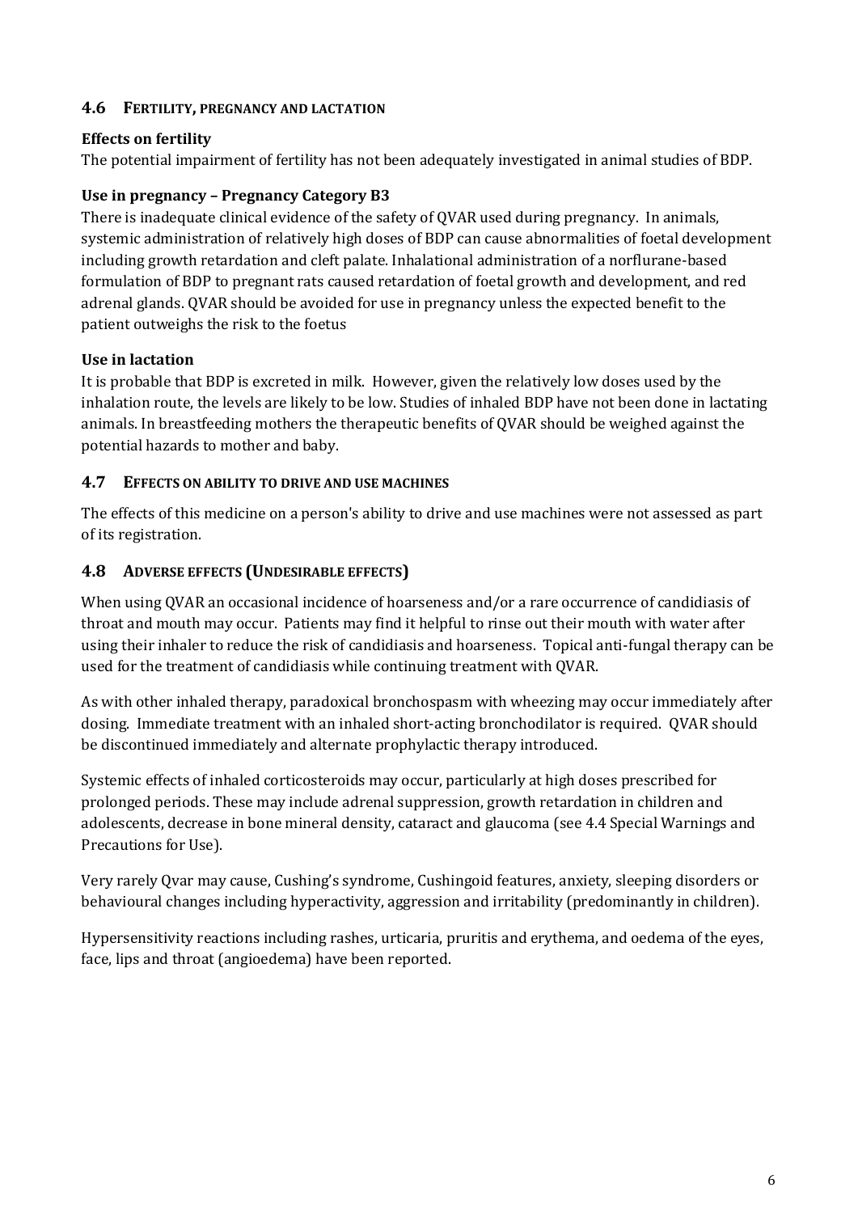## 4.6 FERTILITY, PREGNANCY AND LACTATION

### Effects on fertility

The potential impairment of fertility has not been adequately investigated in animal studies of BDP.

### Use in pregnancy – Pregnancy Category B3

There is inadequate clinical evidence of the safety of QVAR used during pregnancy. In animals, systemic administration of relatively high doses of BDP can cause abnormalities of foetal development including growth retardation and cleft palate. Inhalational administration of a norflurane-based formulation of BDP to pregnant rats caused retardation of foetal growth and development, and red adrenal glands. QVAR should be avoided for use in pregnancy unless the expected benefit to the patient outweighs the risk to the foetus

### Use in lactation

It is probable that BDP is excreted in milk. However, given the relatively low doses used by the inhalation route, the levels are likely to be low. Studies of inhaled BDP have not been done in lactating animals. In breastfeeding mothers the therapeutic benefits of QVAR should be weighed against the potential hazards to mother and baby.

## 4.7 EFFECTS ON ABILITY TO DRIVE AND USE MACHINES

The effects of this medicine on a person's ability to drive and use machines were not assessed as part of its registration.

## 4.8 ADVERSE EFFECTS (UNDESIRABLE EFFECTS)

When using QVAR an occasional incidence of hoarseness and/or a rare occurrence of candidiasis of throat and mouth may occur. Patients may find it helpful to rinse out their mouth with water after using their inhaler to reduce the risk of candidiasis and hoarseness. Topical anti-fungal therapy can be used for the treatment of candidiasis while continuing treatment with QVAR.

As with other inhaled therapy, paradoxical bronchospasm with wheezing may occur immediately after dosing. Immediate treatment with an inhaled short-acting bronchodilator is required. QVAR should be discontinued immediately and alternate prophylactic therapy introduced.

Systemic effects of inhaled corticosteroids may occur, particularly at high doses prescribed for prolonged periods. These may include adrenal suppression, growth retardation in children and adolescents, decrease in bone mineral density, cataract and glaucoma (see 4.4 Special Warnings and Precautions for Use).

Very rarely Qvar may cause, Cushing's syndrome, Cushingoid features, anxiety, sleeping disorders or behavioural changes including hyperactivity, aggression and irritability (predominantly in children).

Hypersensitivity reactions including rashes, urticaria, pruritis and erythema, and oedema of the eyes, face, lips and throat (angioedema) have been reported.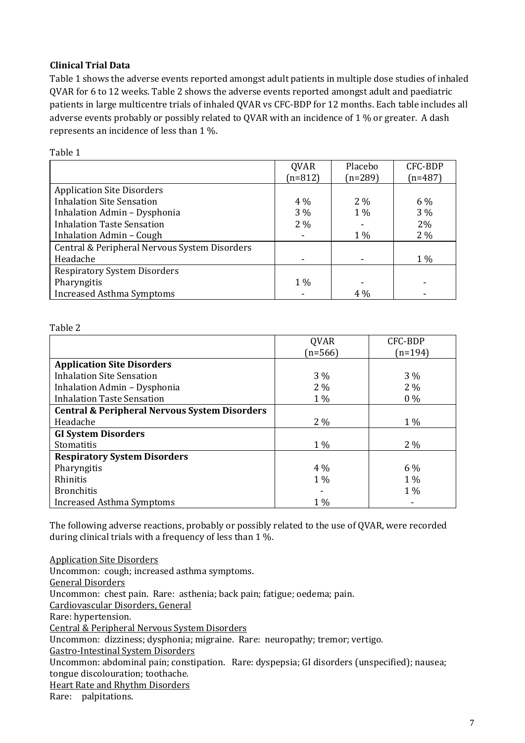**Clinical Trial Data**

Table 1 shows the adverse events reported amongst adult patients in multiple dose studies of inhaled QVAR for 6 to 12 weeks. Table 2 shows the adverse events reported amongst adult and paediatric patients in large multicentre trials of inhaled QVAR vs CFC-BDP for 12 months. Each table includes all adverse events probably or possibly related to QVAR with an incidence of 1 % or greater. A dash represents an incidence of less than 1 %.

Table 1

| | QVAR (n=812) | Placebo (n=289) | CFC-BDP (n=487) |
|---|---|---|---|
| Application Site Disorders | | | |
| Inhalation Site Sensation | 4 % | 2 % | 6 % |
| Inhalation Admin – Dysphonia | 3 % | 1 % | 3 % |
| Inhalation Taste Sensation | 2 % | - | 2% |
| Inhalation Admin – Cough | - | 1 % | 2 % |
| Central & Peripheral Nervous System Disorders | | | |
| Headache | - | - | 1 % |
| Respiratory System Disorders | | | |
| Pharyngitis | 1 % | - | - |
| Increased Asthma Symptoms | - | 4 % | - |

Table 2

| | QVAR (n=566) | CFC-BDP (n=194) |
|---|---|---|
| **Application Site Disorders** | | |
| Inhalation Site Sensation | 3 % | 3 % |
| Inhalation Admin – Dysphonia | 2 % | 2 % |
| Inhalation Taste Sensation | 1 % | 0 % |
| **Central & Peripheral Nervous System Disorders** | | |
| Headache | 2 % | 1 % |
| **GI System Disorders** | | |
| Stomatitis | 1 % | 2 % |
| **Respiratory System Disorders** | | |
| Pharyngitis | 4 % | 6 % |
| Rhinitis | 1 % | 1 % |
| Bronchitis | - | 1 % |
| Increased Asthma Symptoms | 1 % | - |

The following adverse reactions, probably or possibly related to the use of QVAR, were recorded during clinical trials with a frequency of less than 1 %.

Application Site Disorders
Uncommon: cough; increased asthma symptoms.
General Disorders
Uncommon: chest pain. Rare: asthenia; back pain; fatigue; oedema; pain.
Cardiovascular Disorders, General
Rare: hypertension.
Central & Peripheral Nervous System Disorders
Uncommon: dizziness; dysphonia; migraine. Rare: neuropathy; tremor; vertigo.
Gastro-Intestinal System Disorders
Uncommon: abdominal pain; constipation. Rare: dyspepsia; GI disorders (unspecified); nausea; tongue discolouration; toothache.
Heart Rate and Rhythm Disorders
Rare: palpitations.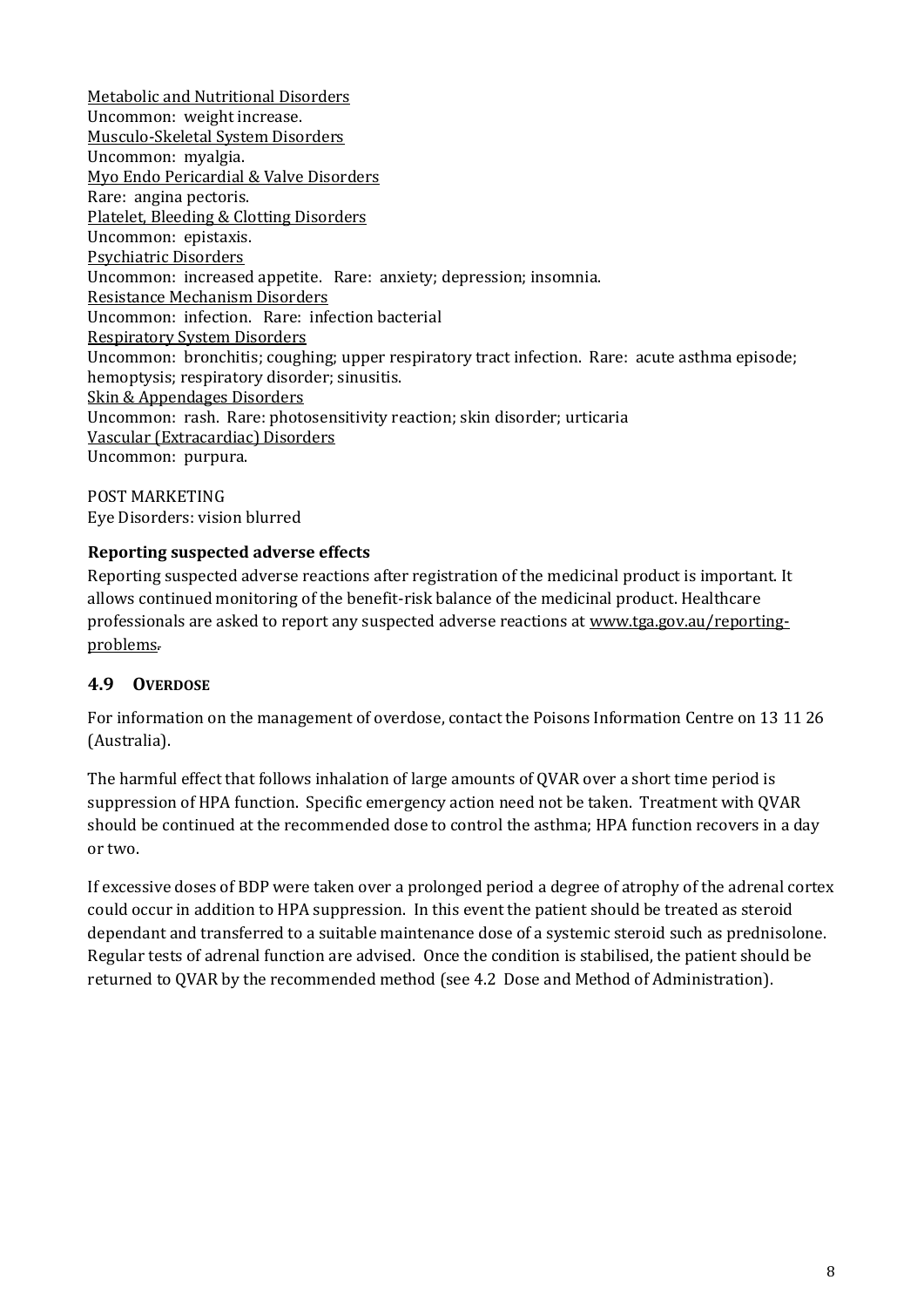Metabolic and Nutritional Disorders
Uncommon: weight increase.
Musculo-Skeletal System Disorders
Uncommon: myalgia.
Myo Endo Pericardial & Valve Disorders
Rare: angina pectoris.
Platelet, Bleeding & Clotting Disorders
Uncommon: epistaxis.
Psychiatric Disorders
Uncommon: increased appetite. Rare: anxiety; depression; insomnia.
Resistance Mechanism Disorders
Uncommon: infection. Rare: infection bacterial
Respiratory System Disorders
Uncommon: bronchitis; coughing; upper respiratory tract infection. Rare: acute asthma episode; hemoptysis; respiratory disorder; sinusitis.
Skin & Appendages Disorders
Uncommon: rash. Rare: photosensitivity reaction; skin disorder; urticaria
Vascular (Extracardiac) Disorders
Uncommon: purpura.

POST MARKETING
Eye Disorders: vision blurred

**Reporting suspected adverse effects**

Reporting suspected adverse reactions after registration of the medicinal product is important. It allows continued monitoring of the benefit-risk balance of the medicinal product. Healthcare professionals are asked to report any suspected adverse reactions at www.tga.gov.au/reporting-problems.

## 4.9 OVERDOSE

For information on the management of overdose, contact the Poisons Information Centre on 13 11 26 (Australia).

The harmful effect that follows inhalation of large amounts of QVAR over a short time period is suppression of HPA function. Specific emergency action need not be taken. Treatment with QVAR should be continued at the recommended dose to control the asthma; HPA function recovers in a day or two.

If excessive doses of BDP were taken over a prolonged period a degree of atrophy of the adrenal cortex could occur in addition to HPA suppression. In this event the patient should be treated as steroid dependant and transferred to a suitable maintenance dose of a systemic steroid such as prednisolone. Regular tests of adrenal function are advised. Once the condition is stabilised, the patient should be returned to QVAR by the recommended method (see 4.2 Dose and Method of Administration).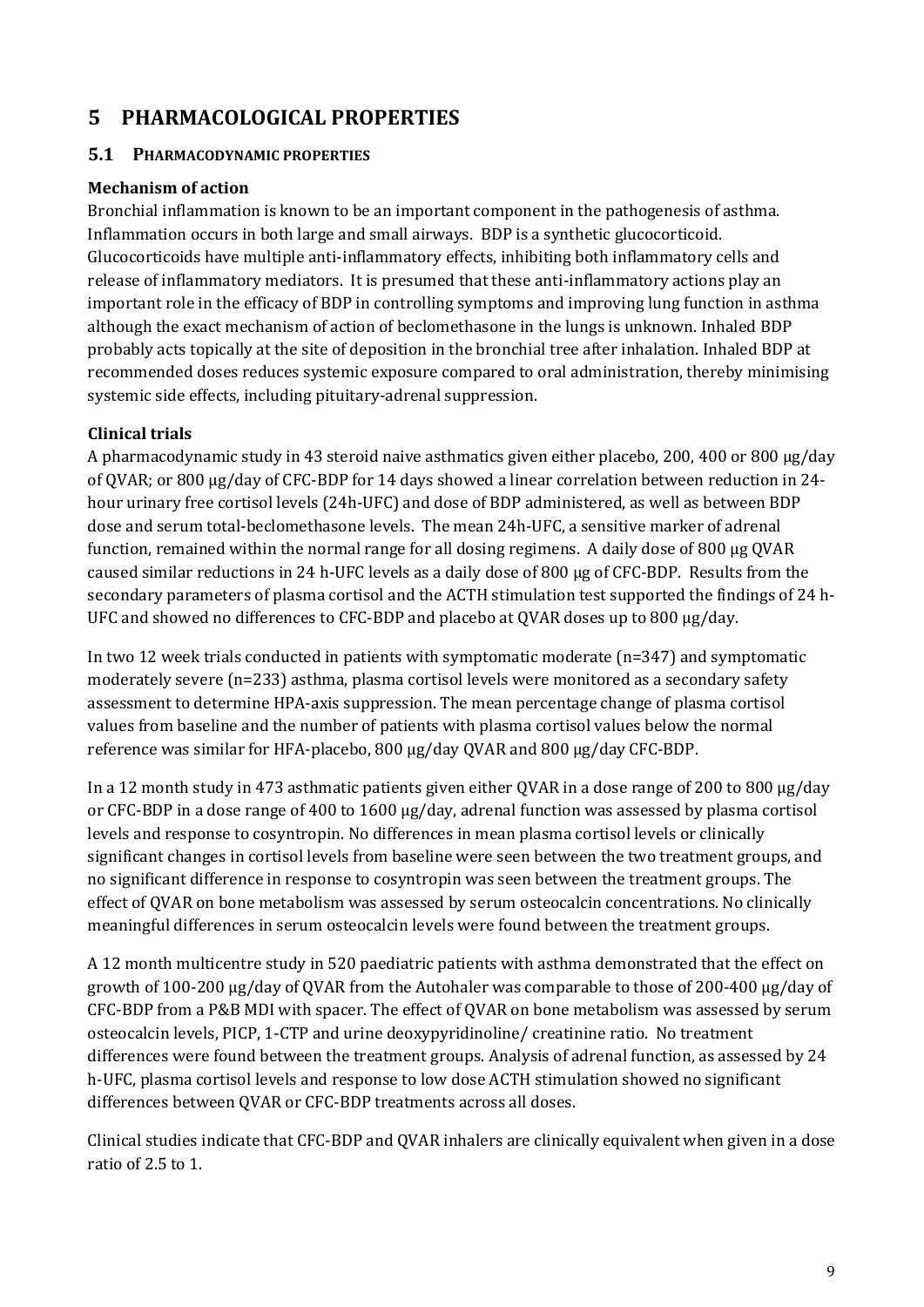# 5 PHARMACOLOGICAL PROPERTIES

## 5.1 PHARMACODYNAMIC PROPERTIES

### Mechanism of action

Bronchial inflammation is known to be an important component in the pathogenesis of asthma. Inflammation occurs in both large and small airways. BDP is a synthetic glucocorticoid. Glucocorticoids have multiple anti-inflammatory effects, inhibiting both inflammatory cells and release of inflammatory mediators. It is presumed that these anti-inflammatory actions play an important role in the efficacy of BDP in controlling symptoms and improving lung function in asthma although the exact mechanism of action of beclomethasone in the lungs is unknown. Inhaled BDP probably acts topically at the site of deposition in the bronchial tree after inhalation. Inhaled BDP at recommended doses reduces systemic exposure compared to oral administration, thereby minimising systemic side effects, including pituitary-adrenal suppression.

### Clinical trials

A pharmacodynamic study in 43 steroid naive asthmatics given either placebo, 200, 400 or 800 µg/day of QVAR; or 800 µg/day of CFC-BDP for 14 days showed a linear correlation between reduction in 24-hour urinary free cortisol levels (24h-UFC) and dose of BDP administered, as well as between BDP dose and serum total-beclomethasone levels. The mean 24h-UFC, a sensitive marker of adrenal function, remained within the normal range for all dosing regimens. A daily dose of 800 µg QVAR caused similar reductions in 24 h-UFC levels as a daily dose of 800 µg of CFC-BDP. Results from the secondary parameters of plasma cortisol and the ACTH stimulation test supported the findings of 24 h-UFC and showed no differences to CFC-BDP and placebo at QVAR doses up to 800 µg/day.

In two 12 week trials conducted in patients with symptomatic moderate (n=347) and symptomatic moderately severe (n=233) asthma, plasma cortisol levels were monitored as a secondary safety assessment to determine HPA-axis suppression. The mean percentage change of plasma cortisol values from baseline and the number of patients with plasma cortisol values below the normal reference was similar for HFA-placebo, 800 µg/day QVAR and 800 µg/day CFC-BDP.

In a 12 month study in 473 asthmatic patients given either QVAR in a dose range of 200 to 800 µg/day or CFC-BDP in a dose range of 400 to 1600 µg/day, adrenal function was assessed by plasma cortisol levels and response to cosyntropin. No differences in mean plasma cortisol levels or clinically significant changes in cortisol levels from baseline were seen between the two treatment groups, and no significant difference in response to cosyntropin was seen between the treatment groups. The effect of QVAR on bone metabolism was assessed by serum osteocalcin concentrations. No clinically meaningful differences in serum osteocalcin levels were found between the treatment groups.

A 12 month multicentre study in 520 paediatric patients with asthma demonstrated that the effect on growth of 100-200 µg/day of QVAR from the Autohaler was comparable to those of 200-400 µg/day of CFC-BDP from a P&B MDI with spacer. The effect of QVAR on bone metabolism was assessed by serum osteocalcin levels, PICP, 1-CTP and urine deoxypyridinoline/ creatinine ratio. No treatment differences were found between the treatment groups. Analysis of adrenal function, as assessed by 24 h-UFC, plasma cortisol levels and response to low dose ACTH stimulation showed no significant differences between QVAR or CFC-BDP treatments across all doses.

Clinical studies indicate that CFC-BDP and QVAR inhalers are clinically equivalent when given in a dose ratio of 2.5 to 1.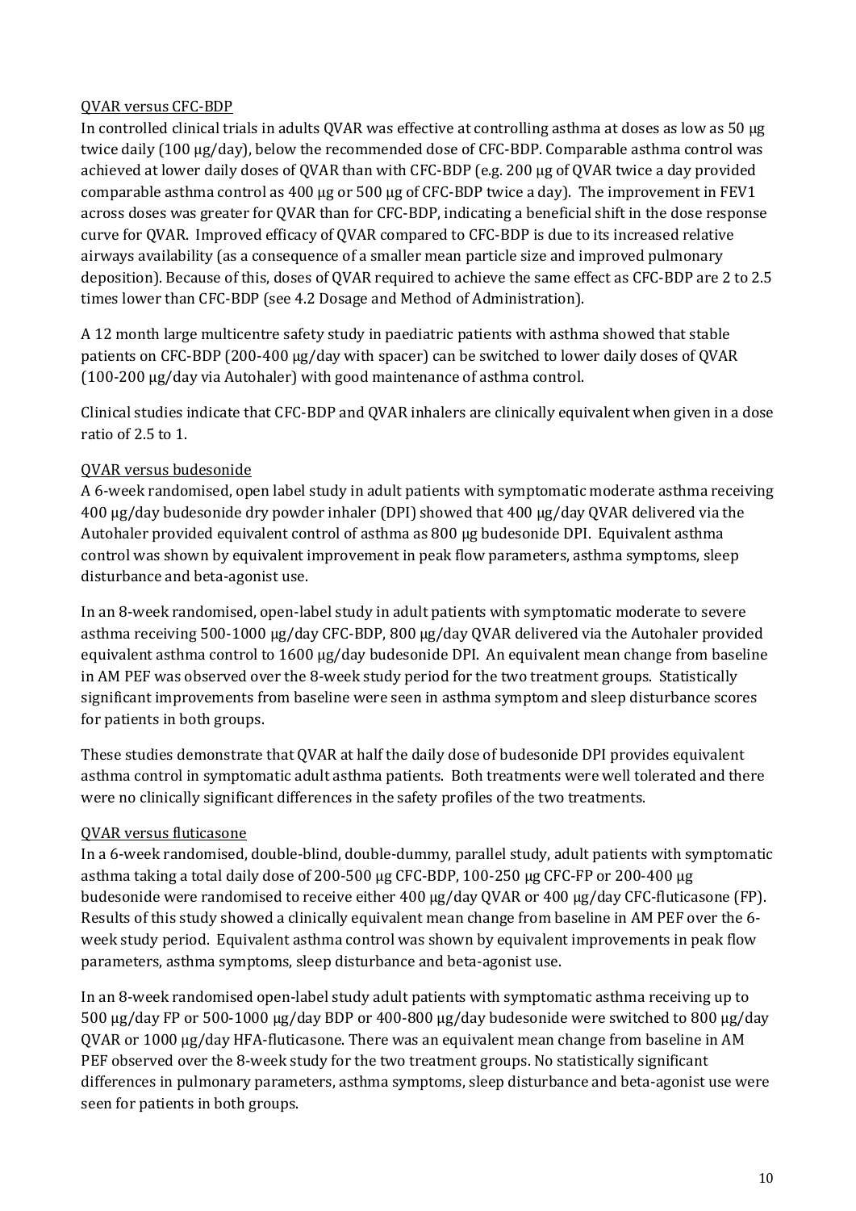QVAR versus CFC-BDP

In controlled clinical trials in adults QVAR was effective at controlling asthma at doses as low as 50 µg twice daily (100 µg/day), below the recommended dose of CFC-BDP. Comparable asthma control was achieved at lower daily doses of QVAR than with CFC-BDP (e.g. 200 µg of QVAR twice a day provided comparable asthma control as 400 µg or 500 µg of CFC-BDP twice a day). The improvement in FEV1 across doses was greater for QVAR than for CFC-BDP, indicating a beneficial shift in the dose response curve for QVAR. Improved efficacy of QVAR compared to CFC-BDP is due to its increased relative airways availability (as a consequence of a smaller mean particle size and improved pulmonary deposition). Because of this, doses of QVAR required to achieve the same effect as CFC-BDP are 2 to 2.5 times lower than CFC-BDP (see 4.2 Dosage and Method of Administration).

A 12 month large multicentre safety study in paediatric patients with asthma showed that stable patients on CFC-BDP (200-400 µg/day with spacer) can be switched to lower daily doses of QVAR (100-200 µg/day via Autohaler) with good maintenance of asthma control.

Clinical studies indicate that CFC-BDP and QVAR inhalers are clinically equivalent when given in a dose ratio of 2.5 to 1.

QVAR versus budesonide

A 6-week randomised, open label study in adult patients with symptomatic moderate asthma receiving 400 µg/day budesonide dry powder inhaler (DPI) showed that 400 µg/day QVAR delivered via the Autohaler provided equivalent control of asthma as 800 µg budesonide DPI. Equivalent asthma control was shown by equivalent improvement in peak flow parameters, asthma symptoms, sleep disturbance and beta-agonist use.

In an 8-week randomised, open-label study in adult patients with symptomatic moderate to severe asthma receiving 500-1000 µg/day CFC-BDP, 800 µg/day QVAR delivered via the Autohaler provided equivalent asthma control to 1600 µg/day budesonide DPI. An equivalent mean change from baseline in AM PEF was observed over the 8-week study period for the two treatment groups. Statistically significant improvements from baseline were seen in asthma symptom and sleep disturbance scores for patients in both groups.

These studies demonstrate that QVAR at half the daily dose of budesonide DPI provides equivalent asthma control in symptomatic adult asthma patients. Both treatments were well tolerated and there were no clinically significant differences in the safety profiles of the two treatments.

QVAR versus fluticasone

In a 6-week randomised, double-blind, double-dummy, parallel study, adult patients with symptomatic asthma taking a total daily dose of 200-500 µg CFC-BDP, 100-250 µg CFC-FP or 200-400 µg budesonide were randomised to receive either 400 µg/day QVAR or 400 µg/day CFC-fluticasone (FP). Results of this study showed a clinically equivalent mean change from baseline in AM PEF over the 6-week study period. Equivalent asthma control was shown by equivalent improvements in peak flow parameters, asthma symptoms, sleep disturbance and beta-agonist use.

In an 8-week randomised open-label study adult patients with symptomatic asthma receiving up to 500 µg/day FP or 500-1000 µg/day BDP or 400-800 µg/day budesonide were switched to 800 µg/day QVAR or 1000 µg/day HFA-fluticasone. There was an equivalent mean change from baseline in AM PEF observed over the 8-week study for the two treatment groups. No statistically significant differences in pulmonary parameters, asthma symptoms, sleep disturbance and beta-agonist use were seen for patients in both groups.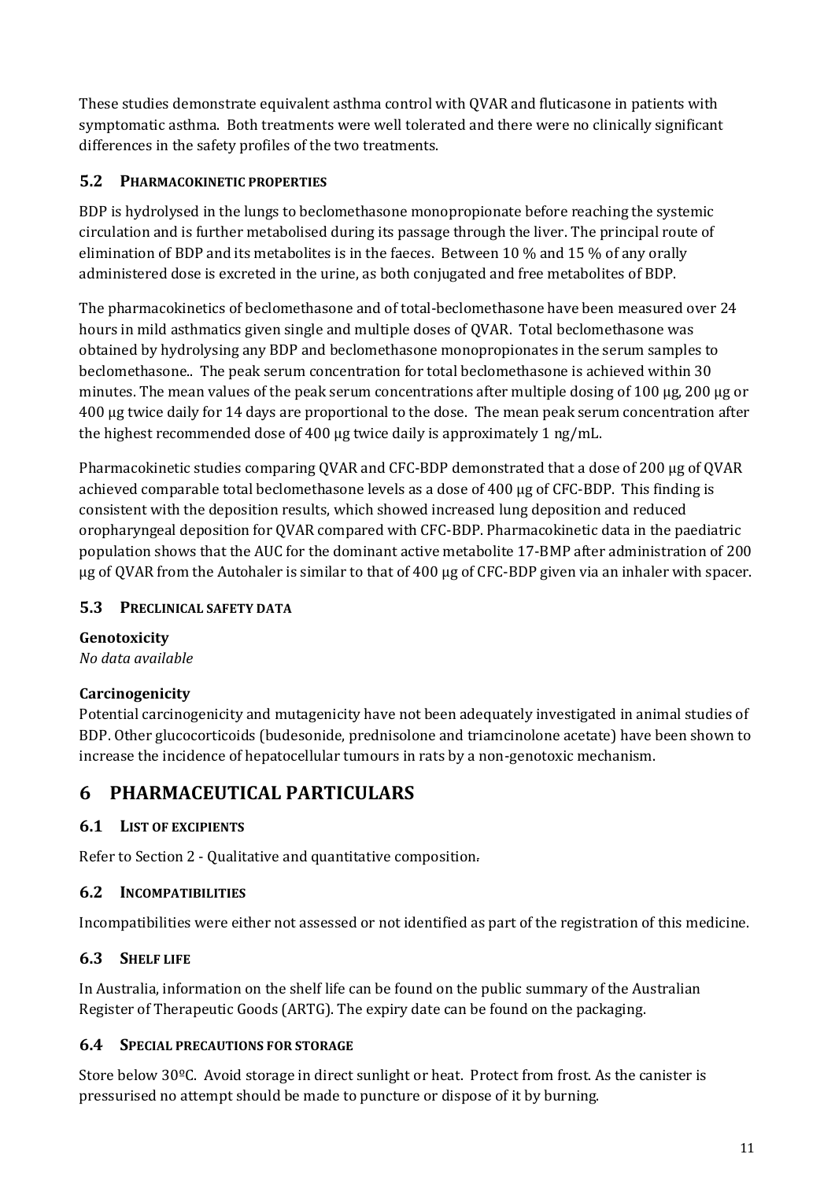These studies demonstrate equivalent asthma control with QVAR and fluticasone in patients with symptomatic asthma. Both treatments were well tolerated and there were no clinically significant differences in the safety profiles of the two treatments.

### 5.2 PHARMACOKINETIC PROPERTIES

BDP is hydrolysed in the lungs to beclomethasone monopropionate before reaching the systemic circulation and is further metabolised during its passage through the liver. The principal route of elimination of BDP and its metabolites is in the faeces. Between 10 % and 15 % of any orally administered dose is excreted in the urine, as both conjugated and free metabolites of BDP.

The pharmacokinetics of beclomethasone and of total-beclomethasone have been measured over 24 hours in mild asthmatics given single and multiple doses of QVAR. Total beclomethasone was obtained by hydrolysing any BDP and beclomethasone monopropionates in the serum samples to beclomethasone.. The peak serum concentration for total beclomethasone is achieved within 30 minutes. The mean values of the peak serum concentrations after multiple dosing of 100 µg, 200 µg or 400 µg twice daily for 14 days are proportional to the dose. The mean peak serum concentration after the highest recommended dose of 400 µg twice daily is approximately 1 ng/mL.

Pharmacokinetic studies comparing QVAR and CFC-BDP demonstrated that a dose of 200 µg of QVAR achieved comparable total beclomethasone levels as a dose of 400 µg of CFC-BDP. This finding is consistent with the deposition results, which showed increased lung deposition and reduced oropharyngeal deposition for QVAR compared with CFC-BDP. Pharmacokinetic data in the paediatric population shows that the AUC for the dominant active metabolite 17-BMP after administration of 200 µg of QVAR from the Autohaler is similar to that of 400 µg of CFC-BDP given via an inhaler with spacer.

### 5.3 PRECLINICAL SAFETY DATA

**Genotoxicity**
*No data available*

**Carcinogenicity**
Potential carcinogenicity and mutagenicity have not been adequately investigated in animal studies of BDP. Other glucocorticoids (budesonide, prednisolone and triamcinolone acetate) have been shown to increase the incidence of hepatocellular tumours in rats by a non-genotoxic mechanism.

## 6 PHARMACEUTICAL PARTICULARS

### 6.1 LIST OF EXCIPIENTS

Refer to Section 2 - Qualitative and quantitative composition.

### 6.2 INCOMPATIBILITIES

Incompatibilities were either not assessed or not identified as part of the registration of this medicine.

### 6.3 SHELF LIFE

In Australia, information on the shelf life can be found on the public summary of the Australian Register of Therapeutic Goods (ARTG). The expiry date can be found on the packaging.

### 6.4 SPECIAL PRECAUTIONS FOR STORAGE

Store below 30ºC. Avoid storage in direct sunlight or heat. Protect from frost. As the canister is pressurised no attempt should be made to puncture or dispose of it by burning.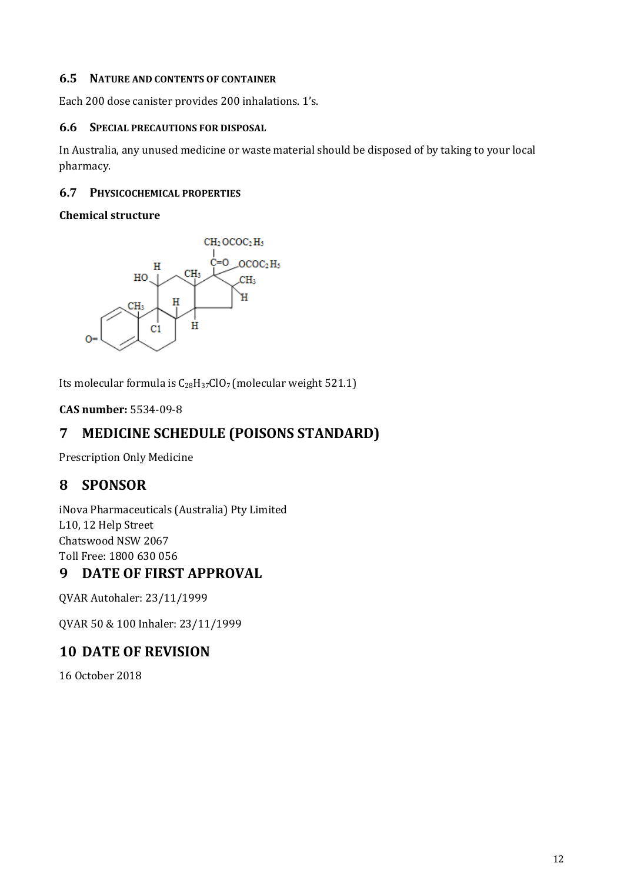### 6.5 NATURE AND CONTENTS OF CONTAINER

Each 200 dose canister provides 200 inhalations. 1's.

### 6.6 SPECIAL PRECAUTIONS FOR DISPOSAL

In Australia, any unused medicine or waste material should be disposed of by taking to your local pharmacy.

### 6.7 PHYSICOCHEMICAL PROPERTIES

**Chemical structure**

Its molecular formula is $C_{28}H_{37}ClO_7$ (molecular weight 521.1)

**CAS number:** 5534-09-8

## 7 MEDICINE SCHEDULE (POISONS STANDARD)

Prescription Only Medicine

## 8 SPONSOR

iNova Pharmaceuticals (Australia) Pty Limited
L10, 12 Help Street
Chatswood NSW 2067
Toll Free: 1800 630 056

## 9 DATE OF FIRST APPROVAL

QVAR Autohaler: 23/11/1999

QVAR 50 & 100 Inhaler: 23/11/1999

## 10 DATE OF REVISION

16 October 2018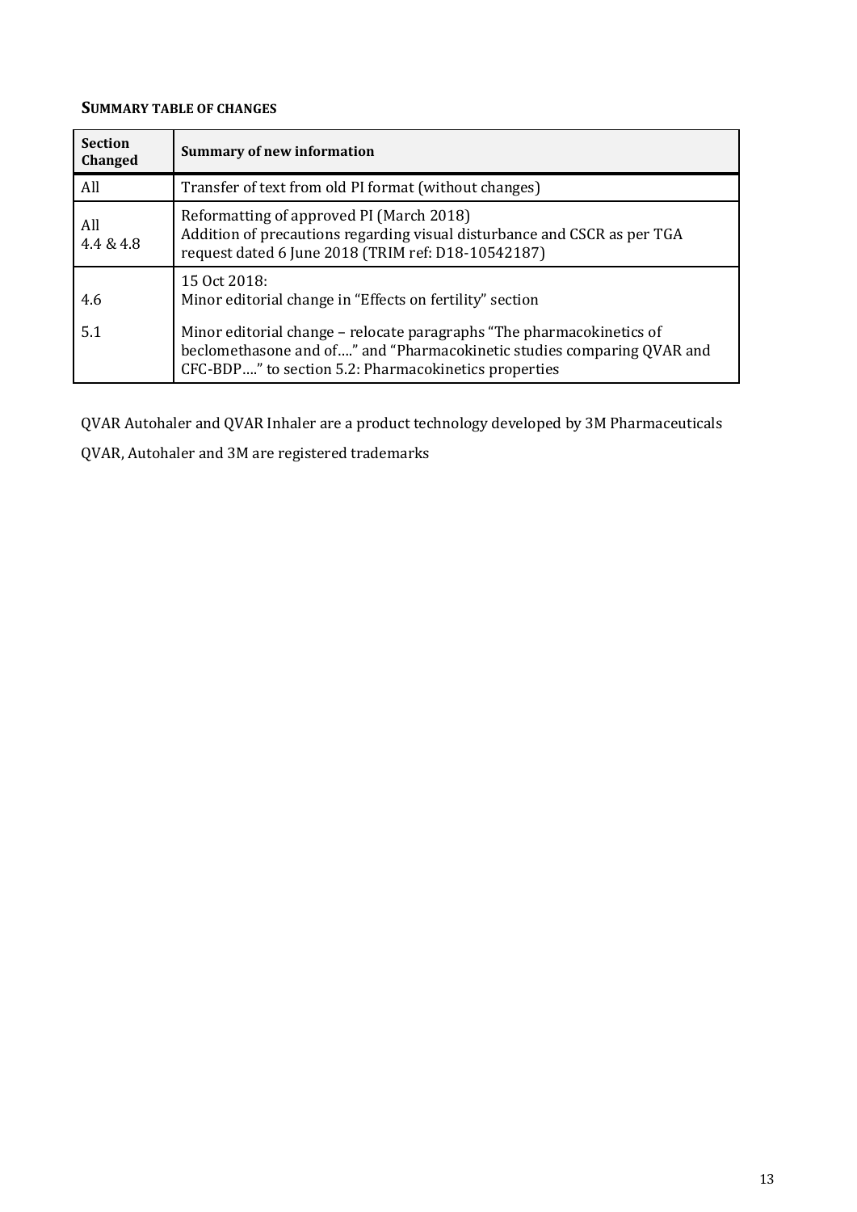**SUMMARY TABLE OF CHANGES**

| Section Changed | Summary of new information |
|---|---|
| All | Transfer of text from old PI format (without changes) |
| All<br>4.4 & 4.8 | Reformatting of approved PI (March 2018)<br>Addition of precautions regarding visual disturbance and CSCR as per TGA request dated 6 June 2018 (TRIM ref: D18-10542187) |
| 4.6<br><br>5.1 | 15 Oct 2018:<br>Minor editorial change in "Effects on fertility" section<br><br>Minor editorial change – relocate paragraphs "The pharmacokinetics of beclomethasone and of…." and "Pharmacokinetic studies comparing QVAR and CFC-BDP…." to section 5.2: Pharmacokinetics properties |

QVAR Autohaler and QVAR Inhaler are a product technology developed by 3M Pharmaceuticals

QVAR, Autohaler and 3M are registered trademarks